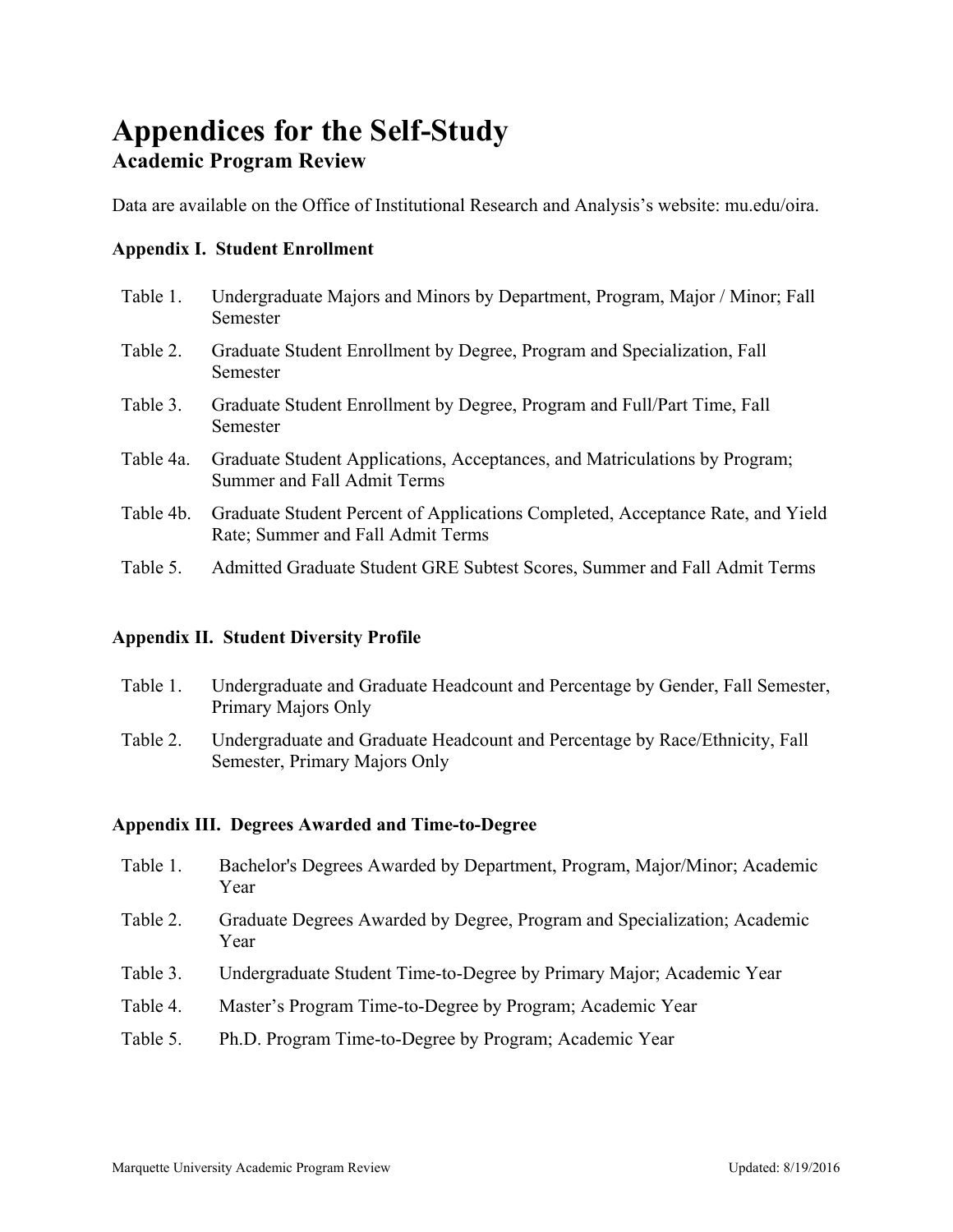# Appendices for the Self-Study

## Academic Program Review

Data are available on the Office of Institutional Research and Analysis's website: mu.edu/oira.

### Appendix I. Student Enrollment

- Table 1. Undergraduate Majors and Minors by Department, Program, Major / Minor; Fall Semester
- Table 2. Graduate Student Enrollment by Degree, Program and Specialization, Fall Semester
- Table 3. Graduate Student Enrollment by Degree, Program and Full/Part Time, Fall Semester
- Table 4a. Graduate Student Applications, Acceptances, and Matriculations by Program; Summer and Fall Admit Terms
- Table 4b. Graduate Student Percent of Applications Completed, Acceptance Rate, and Yield Rate; Summer and Fall Admit Terms
- Table 5. Admitted Graduate Student GRE Subtest Scores, Summer and Fall Admit Terms

### Appendix II. Student Diversity Profile

- Table 1. Undergraduate and Graduate Headcount and Percentage by Gender, Fall Semester, Primary Majors Only
- Table 2. Undergraduate and Graduate Headcount and Percentage by Race/Ethnicity, Fall Semester, Primary Majors Only

### Appendix III. Degrees Awarded and Time-to-Degree

- Table 1. Bachelor's Degrees Awarded by Department, Program, Major/Minor; Academic Year
- Table 2. Graduate Degrees Awarded by Degree, Program and Specialization; Academic Year
- Table 3. Undergraduate Student Time-to-Degree by Primary Major; Academic Year
- Table 4. Master's Program Time-to-Degree by Program; Academic Year
- Table 5. Ph.D. Program Time-to-Degree by Program; Academic Year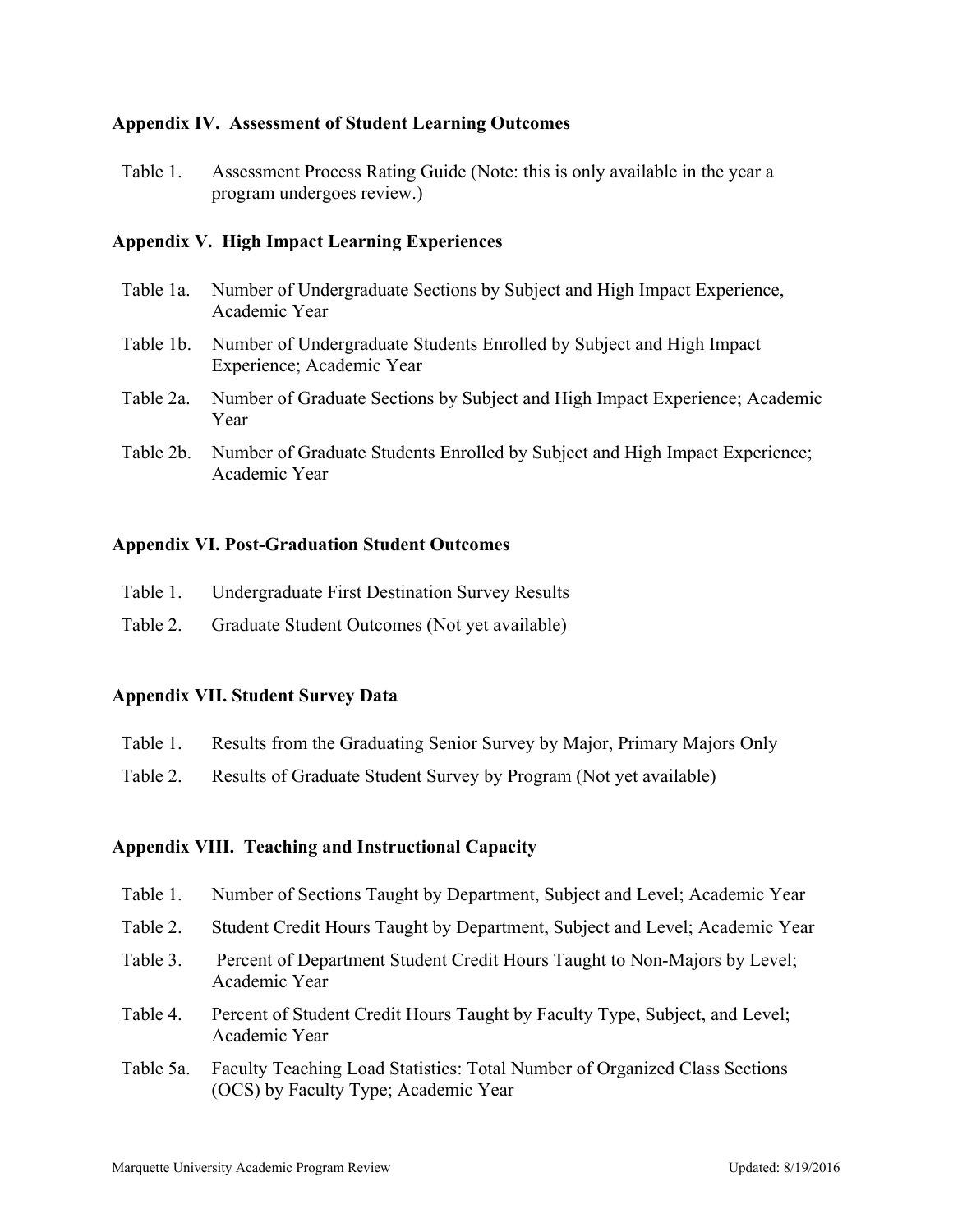**Appendix IV. Assessment of Student Learning Outcomes**

Table 1. Assessment Process Rating Guide (Note: this is only available in the year a program undergoes review.)

**Appendix V. High Impact Learning Experiences**

Table 1a. Number of Undergraduate Sections by Subject and High Impact Experience, Academic Year

Table 1b. Number of Undergraduate Students Enrolled by Subject and High Impact Experience; Academic Year

Table 2a. Number of Graduate Sections by Subject and High Impact Experience; Academic Year

Table 2b. Number of Graduate Students Enrolled by Subject and High Impact Experience; Academic Year

**Appendix VI. Post-Graduation Student Outcomes**

Table 1. Undergraduate First Destination Survey Results

Table 2. Graduate Student Outcomes (Not yet available)

**Appendix VII. Student Survey Data**

Table 1. Results from the Graduating Senior Survey by Major, Primary Majors Only

Table 2. Results of Graduate Student Survey by Program (Not yet available)

**Appendix VIII. Teaching and Instructional Capacity**

Table 1. Number of Sections Taught by Department, Subject and Level; Academic Year

Table 2. Student Credit Hours Taught by Department, Subject and Level; Academic Year

Table 3. Percent of Department Student Credit Hours Taught to Non-Majors by Level; Academic Year

Table 4. Percent of Student Credit Hours Taught by Faculty Type, Subject, and Level; Academic Year

Table 5a. Faculty Teaching Load Statistics: Total Number of Organized Class Sections (OCS) by Faculty Type; Academic Year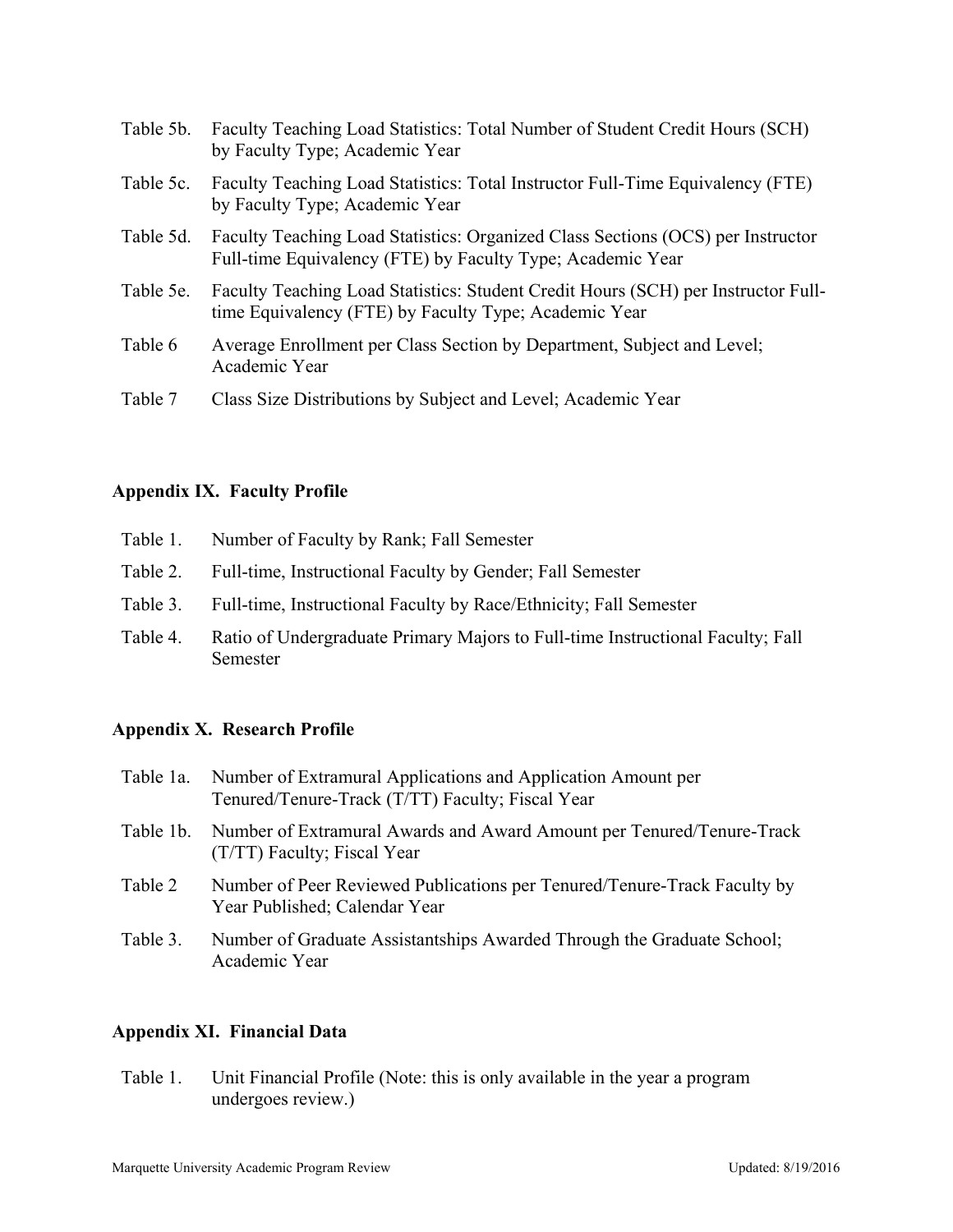- Table 5b. Faculty Teaching Load Statistics: Total Number of Student Credit Hours (SCH) by Faculty Type; Academic Year
- Table 5c. Faculty Teaching Load Statistics: Total Instructor Full-Time Equivalency (FTE) by Faculty Type; Academic Year
- Table 5d. Faculty Teaching Load Statistics: Organized Class Sections (OCS) per Instructor Full-time Equivalency (FTE) by Faculty Type; Academic Year
- Table 5e. Faculty Teaching Load Statistics: Student Credit Hours (SCH) per Instructor Full-time Equivalency (FTE) by Faculty Type; Academic Year
- Table 6 Average Enrollment per Class Section by Department, Subject and Level; Academic Year
- Table 7 Class Size Distributions by Subject and Level; Academic Year

**Appendix IX. Faculty Profile**

- Table 1. Number of Faculty by Rank; Fall Semester
- Table 2. Full-time, Instructional Faculty by Gender; Fall Semester
- Table 3. Full-time, Instructional Faculty by Race/Ethnicity; Fall Semester
- Table 4. Ratio of Undergraduate Primary Majors to Full-time Instructional Faculty; Fall Semester

**Appendix X. Research Profile**

- Table 1a. Number of Extramural Applications and Application Amount per Tenured/Tenure-Track (T/TT) Faculty; Fiscal Year
- Table 1b. Number of Extramural Awards and Award Amount per Tenured/Tenure-Track (T/TT) Faculty; Fiscal Year
- Table 2 Number of Peer Reviewed Publications per Tenured/Tenure-Track Faculty by Year Published; Calendar Year
- Table 3. Number of Graduate Assistantships Awarded Through the Graduate School; Academic Year

**Appendix XI. Financial Data**

- Table 1. Unit Financial Profile (Note: this is only available in the year a program undergoes review.)